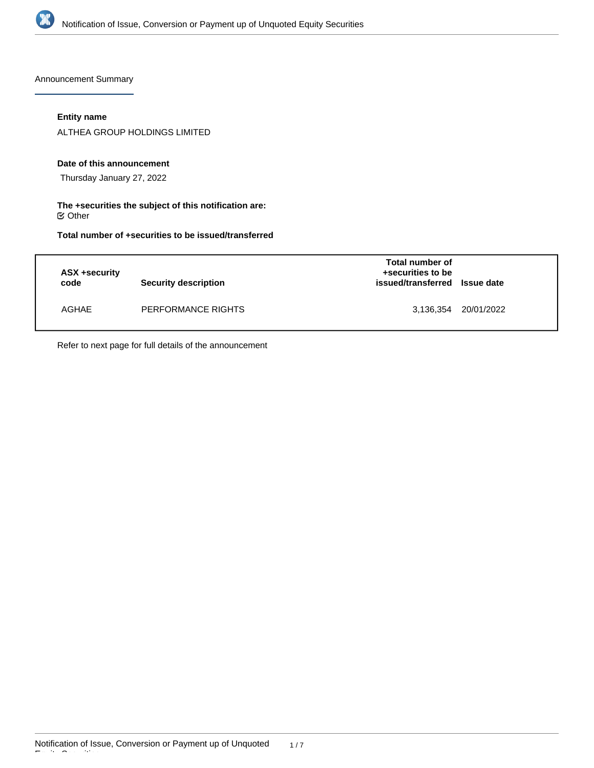Announcement Summary

**Entity name**

ALTHEA GROUP HOLDINGS LIMITED

**Date of this announcement**

Thursday January 27, 2022

**The +securities the subject of this notification are:**

☑ Other

**Total number of +securities to be issued/transferred**

| ASX +security code | Security description | Total number of +securities to be issued/transferred | Issue date |
| --- | --- | --- | --- |
| AGHAE | PERFORMANCE RIGHTS | 3,136,354 | 20/01/2022 |

Refer to next page for full details of the announcement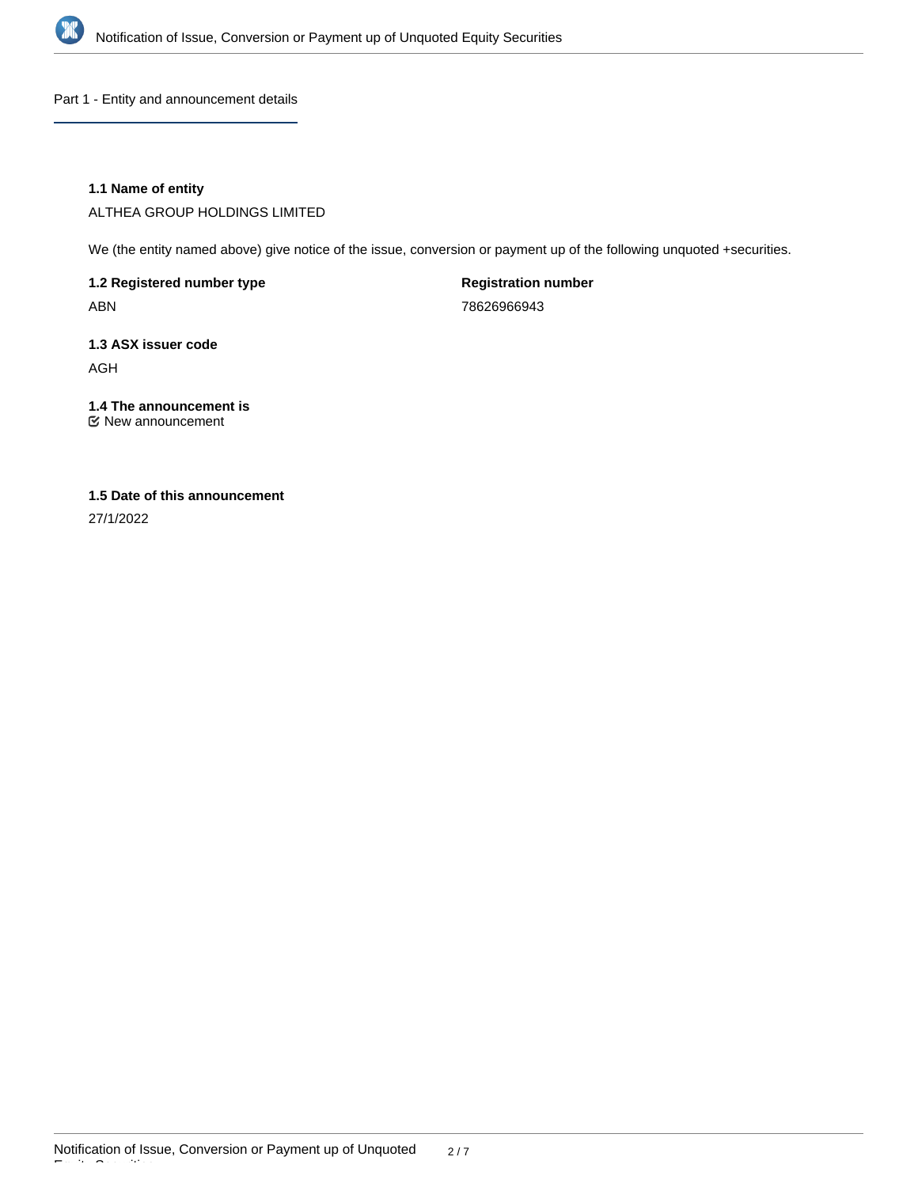## Part 1 - Entity and announcement details

**1.1 Name of entity**

ALTHEA GROUP HOLDINGS LIMITED

We (the entity named above) give notice of the issue, conversion or payment up of the following unquoted +securities.

**1.2 Registered number type**

ABN

**Registration number**

78626966943

**1.3 ASX issuer code**

AGH

**1.4 The announcement is**

☑ New announcement

**1.5 Date of this announcement**

27/1/2022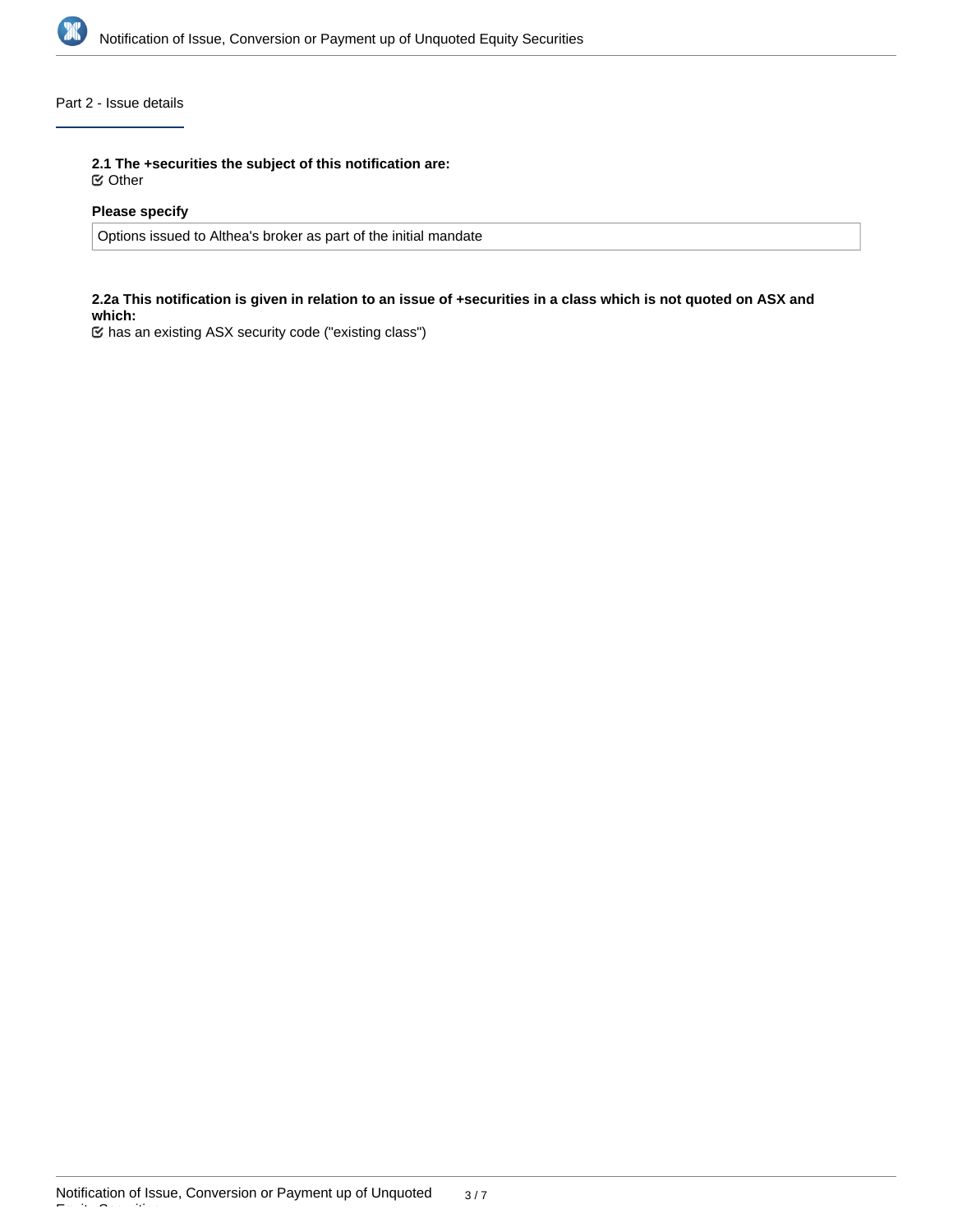## Part 2 - Issue details

**2.1 The +securities the subject of this notification are:**
☑ Other

**Please specify**

Options issued to Althea's broker as part of the initial mandate

**2.2a This notification is given in relation to an issue of +securities in a class which is not quoted on ASX and which:**
☑ has an existing ASX security code ("existing class")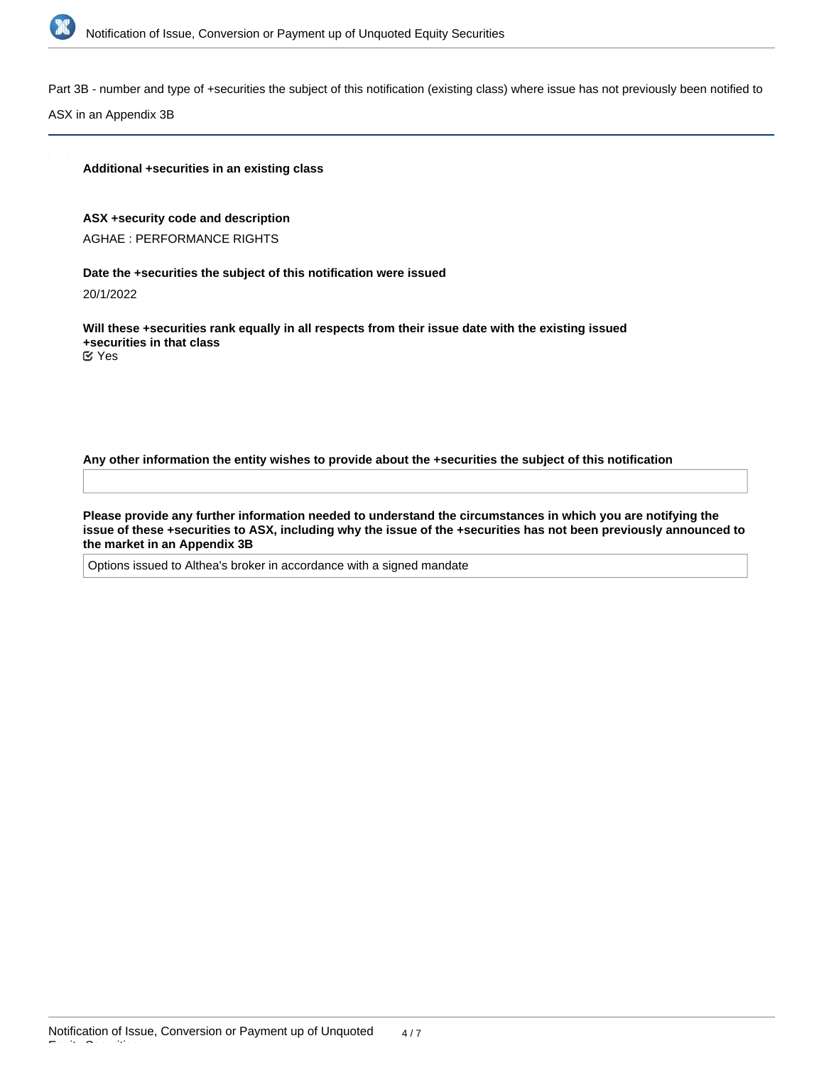Part 3B - number and type of +securities the subject of this notification (existing class) where issue has not previously been notified to ASX in an Appendix 3B

**Additional +securities in an existing class**

**ASX +security code and description**

AGHAE : PERFORMANCE RIGHTS

**Date the +securities the subject of this notification were issued**

20/1/2022

**Will these +securities rank equally in all respects from their issue date with the existing issued +securities in that class**

☑ Yes

**Any other information the entity wishes to provide about the +securities the subject of this notification**

**Please provide any further information needed to understand the circumstances in which you are notifying the issue of these +securities to ASX, including why the issue of the +securities has not been previously announced to the market in an Appendix 3B**

Options issued to Althea's broker in accordance with a signed mandate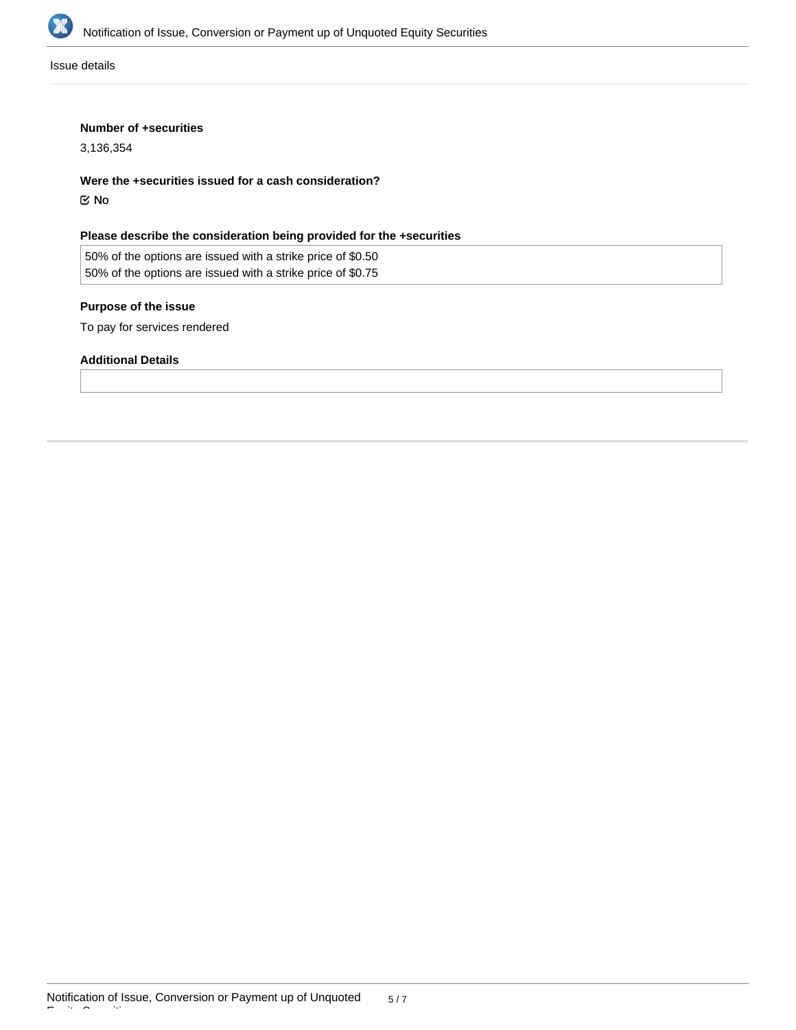Issue details

**Number of +securities**

3,136,354

**Were the +securities issued for a cash consideration?**

☑ No

**Please describe the consideration being provided for the +securities**

50% of the options are issued with a strike price of $0.50
50% of the options are issued with a strike price of $0.75

**Purpose of the issue**

To pay for services rendered

**Additional Details**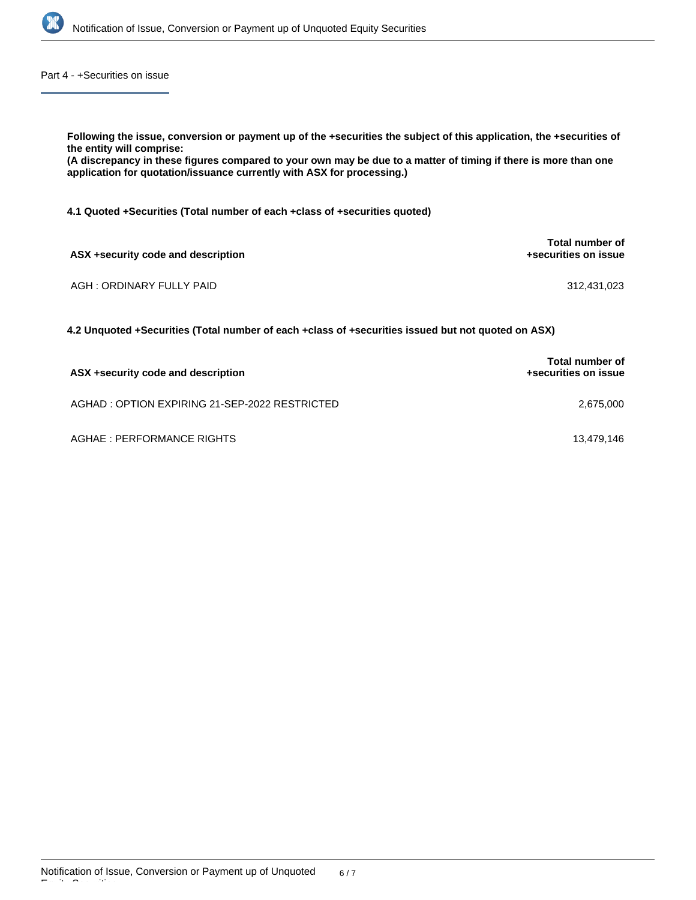## Part 4 - +Securities on issue

**Following the issue, conversion or payment up of the +securities the subject of this application, the +securities of the entity will comprise:**
**(A discrepancy in these figures compared to your own may be due to a matter of timing if there is more than one application for quotation/issuance currently with ASX for processing.)**

### 4.1 Quoted +Securities (Total number of each +class of +securities quoted)

| ASX +security code and description | Total number of +securities on issue |
|---|---|
| AGH : ORDINARY FULLY PAID | 312,431,023 |

### 4.2 Unquoted +Securities (Total number of each +class of +securities issued but not quoted on ASX)

| ASX +security code and description | Total number of +securities on issue |
|---|---|
| AGHAD : OPTION EXPIRING 21-SEP-2022 RESTRICTED | 2,675,000 |
| AGHAE : PERFORMANCE RIGHTS | 13,479,146 |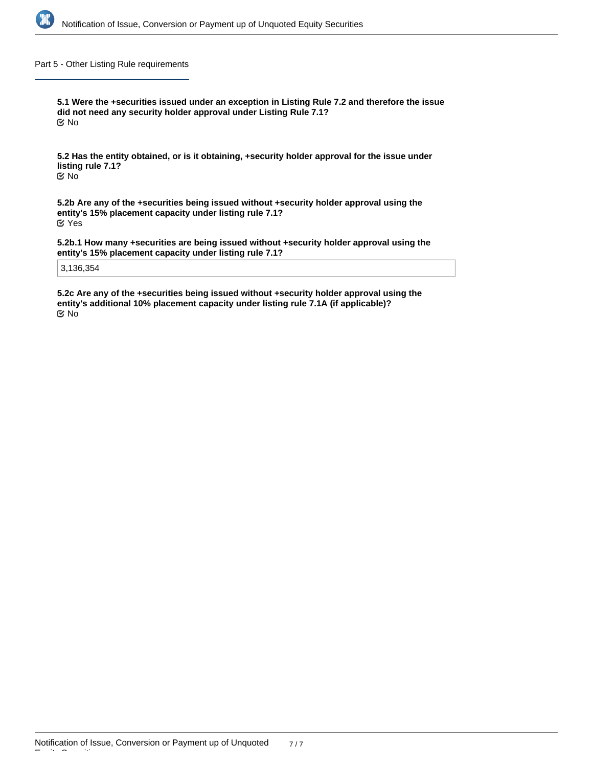## Part 5 - Other Listing Rule requirements

**5.1 Were the +securities issued under an exception in Listing Rule 7.2 and therefore the issue did not need any security holder approval under Listing Rule 7.1?**
No

**5.2 Has the entity obtained, or is it obtaining, +security holder approval for the issue under listing rule 7.1?**
No

**5.2b Are any of the +securities being issued without +security holder approval using the entity's 15% placement capacity under listing rule 7.1?**
Yes

**5.2b.1 How many +securities are being issued without +security holder approval using the entity's 15% placement capacity under listing rule 7.1?**

3,136,354

**5.2c Are any of the +securities being issued without +security holder approval using the entity's additional 10% placement capacity under listing rule 7.1A (if applicable)?**
No